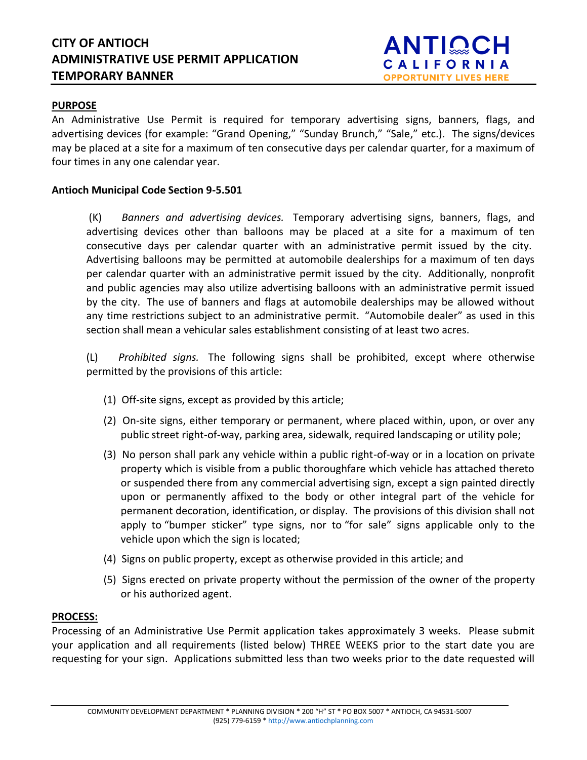# CITY OF ANTIOCH
# ADMINISTRATIVE USE PERMIT APPLICATION
# TEMPORARY BANNER

ANTIOCH CALIFORNIA OPPORTUNITY LIVES HERE

## PURPOSE

An Administrative Use Permit is required for temporary advertising signs, banners, flags, and advertising devices (for example: "Grand Opening," "Sunday Brunch," "Sale," etc.). The signs/devices may be placed at a site for a maximum of ten consecutive days per calendar quarter, for a maximum of four times in any one calendar year.

**Antioch Municipal Code Section 9-5.501**

(K) *Banners and advertising devices.* Temporary advertising signs, banners, flags, and advertising devices other than balloons may be placed at a site for a maximum of ten consecutive days per calendar quarter with an administrative permit issued by the city. Advertising balloons may be permitted at automobile dealerships for a maximum of ten days per calendar quarter with an administrative permit issued by the city. Additionally, nonprofit and public agencies may also utilize advertising balloons with an administrative permit issued by the city. The use of banners and flags at automobile dealerships may be allowed without any time restrictions subject to an administrative permit. "Automobile dealer" as used in this section shall mean a vehicular sales establishment consisting of at least two acres.

(L) *Prohibited signs.* The following signs shall be prohibited, except where otherwise permitted by the provisions of this article:

(1) Off-site signs, except as provided by this article;

(2) On-site signs, either temporary or permanent, where placed within, upon, or over any public street right-of-way, parking area, sidewalk, required landscaping or utility pole;

(3) No person shall park any vehicle within a public right-of-way or in a location on private property which is visible from a public thoroughfare which vehicle has attached thereto or suspended there from any commercial advertising sign, except a sign painted directly upon or permanently affixed to the body or other integral part of the vehicle for permanent decoration, identification, or display. The provisions of this division shall not apply to "bumper sticker" type signs, nor to "for sale" signs applicable only to the vehicle upon which the sign is located;

(4) Signs on public property, except as otherwise provided in this article; and

(5) Signs erected on private property without the permission of the owner of the property or his authorized agent.

## PROCESS:

Processing of an Administrative Use Permit application takes approximately 3 weeks. Please submit your application and all requirements (listed below) THREE WEEKS prior to the start date you are requesting for your sign. Applications submitted less than two weeks prior to the date requested will

COMMUNITY DEVELOPMENT DEPARTMENT * PLANNING DIVISION * 200 "H" ST * PO BOX 5007 * ANTIOCH, CA 94531-5007
(925) 779-6159 * http://www.antiochplanning.com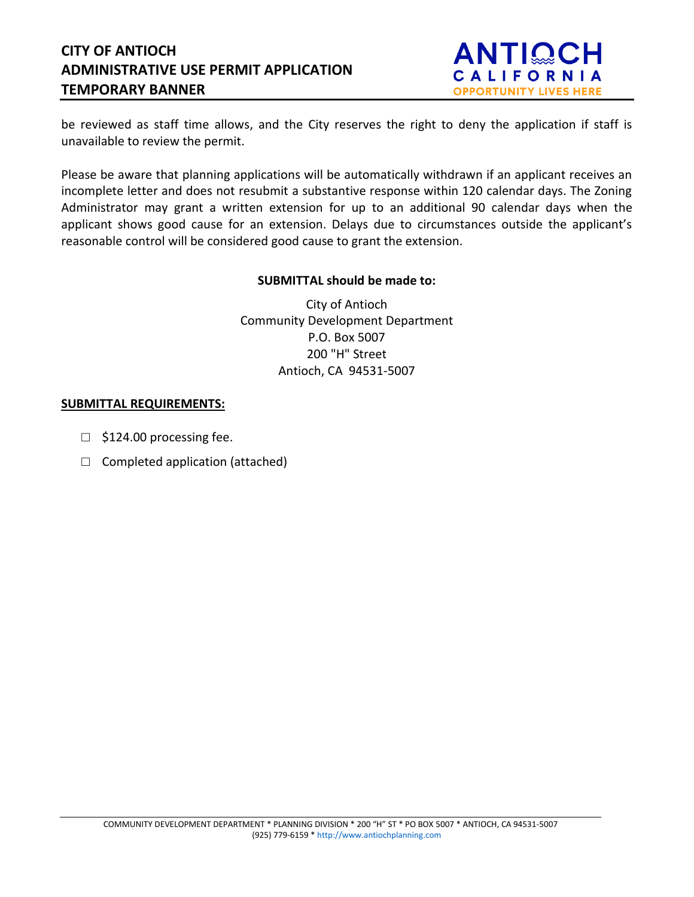be reviewed as staff time allows, and the City reserves the right to deny the application if staff is unavailable to review the permit.

Please be aware that planning applications will be automatically withdrawn if an applicant receives an incomplete letter and does not resubmit a substantive response within 120 calendar days. The Zoning Administrator may grant a written extension for up to an additional 90 calendar days when the applicant shows good cause for an extension. Delays due to circumstances outside the applicant's reasonable control will be considered good cause to grant the extension.

**SUBMITTAL should be made to:**

City of Antioch
Community Development Department
P.O. Box 5007
200 "H" Street
Antioch, CA 94531-5007

**SUBMITTAL REQUIREMENTS:**

- ☐ $124.00 processing fee.
- ☐ Completed application (attached)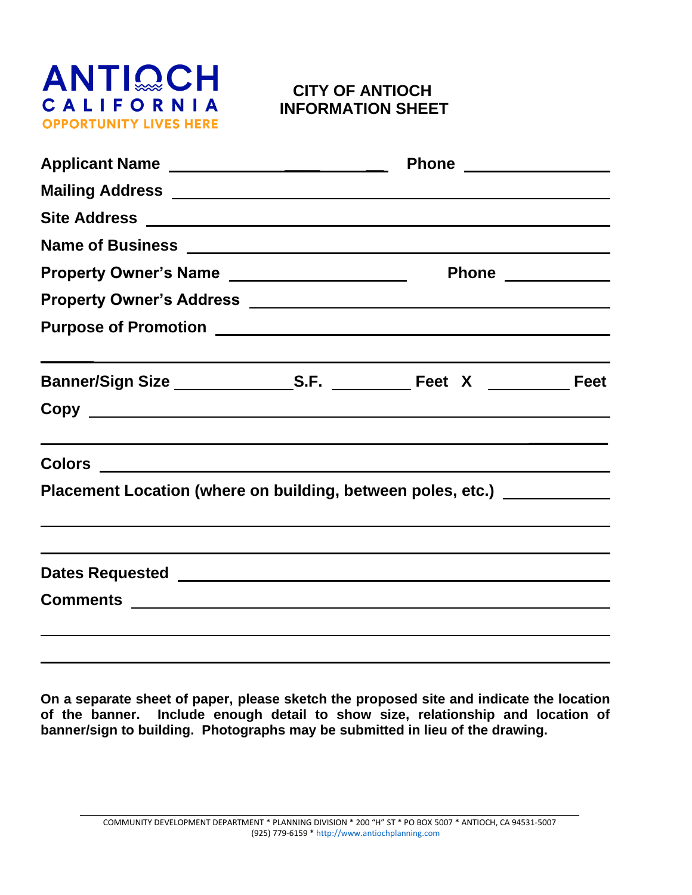**ANTIOCH**
**CALIFORNIA**
**OPPORTUNITY LIVES HERE**

# CITY OF ANTIOCH INFORMATION SHEET

**Applicant Name** ______________________________ **Phone** ________________

**Mailing Address** ______________________________________________________

**Site Address** _________________________________________________________

**Name of Business** _____________________________________________________

**Property Owner's Name** ______________________ **Phone** ____________

**Property Owner's Address** ______________________________________________

**Purpose of Promotion** _________________________________________________

__________________________________________________________________________

**Banner/Sign Size** ______________ **S.F.** __________ **Feet X** __________ **Feet**

**Copy** _________________________________________________________________

__________________________________________________________________________

**Colors** _______________________________________________________________

**Placement Location (where on building, between poles, etc.)** ____________

__________________________________________________________________________

__________________________________________________________________________

**Dates Requested** ______________________________________________________

**Comments** ____________________________________________________________

__________________________________________________________________________

__________________________________________________________________________

**On a separate sheet of paper, please sketch the proposed site and indicate the location of the banner. Include enough detail to show size, relationship and location of banner/sign to building. Photographs may be submitted in lieu of the drawing.**

COMMUNITY DEVELOPMENT DEPARTMENT * PLANNING DIVISION * 200 "H" ST * PO BOX 5007 * ANTIOCH, CA 94531-5007
(925) 779-6159 * http://www.antiochplanning.com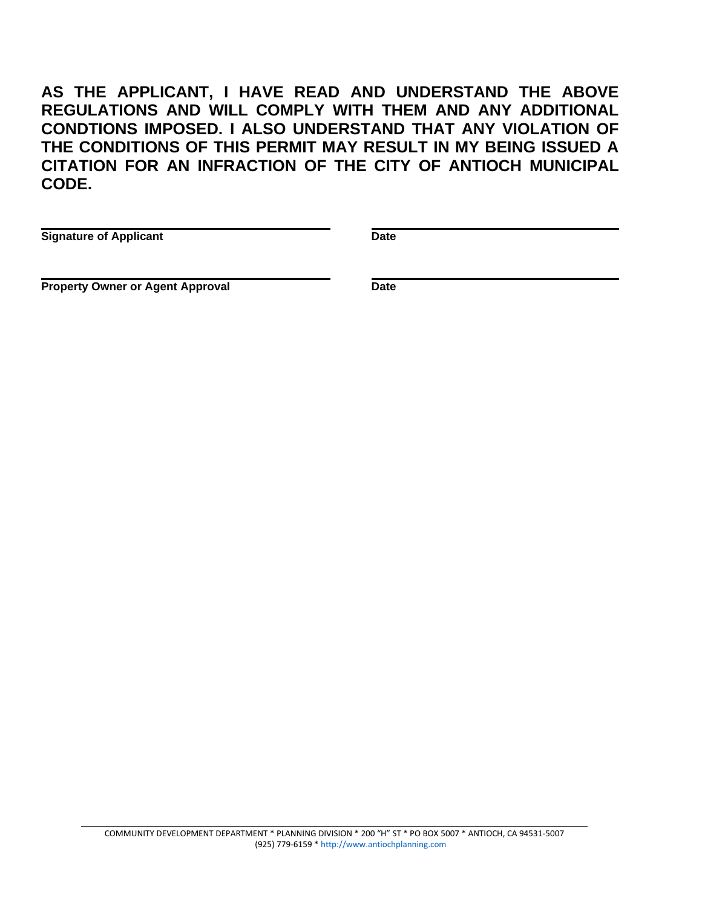**AS THE APPLICANT, I HAVE READ AND UNDERSTAND THE ABOVE REGULATIONS AND WILL COMPLY WITH THEM AND ANY ADDITIONAL CONDTIONS IMPOSED. I ALSO UNDERSTAND THAT ANY VIOLATION OF THE CONDITIONS OF THIS PERMIT MAY RESULT IN MY BEING ISSUED A CITATION FOR AN INFRACTION OF THE CITY OF ANTIOCH MUNICIPAL CODE.**

______________________________ ______________________________

**Signature of Applicant** **Date**

______________________________ ______________________________

**Property Owner or Agent Approval** **Date**

COMMUNITY DEVELOPMENT DEPARTMENT * PLANNING DIVISION * 200 "H" ST * PO BOX 5007 * ANTIOCH, CA 94531-5007
(925) 779-6159 * http://www.antiochplanning.com